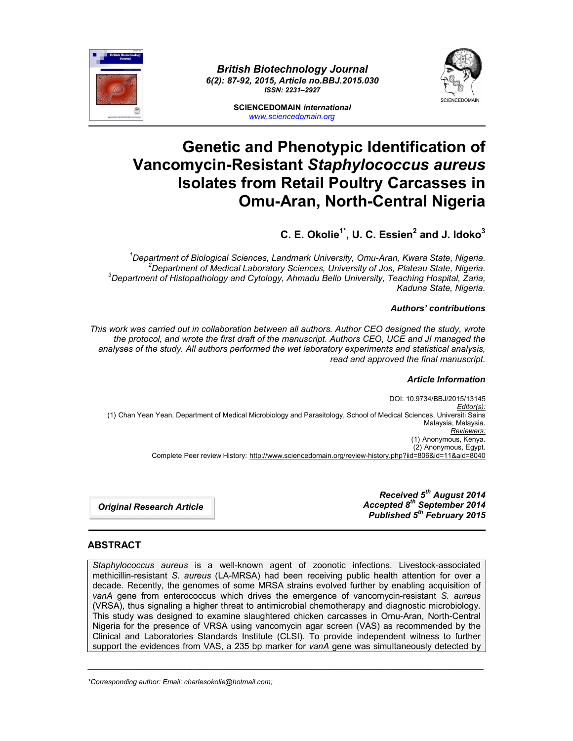# Genetic and Phenotypic Identification of Vancomycin-Resistant *Staphylococcus aureus* Isolates from Retail Poultry Carcasses in Omu-Aran, North-Central Nigeria

**C. E. Okolie[1*], U. C. Essien[2] and J. Idoko[3]**

*[1]Department of Biological Sciences, Landmark University, Omu-Aran, Kwara State, Nigeria.*
*[2]Department of Medical Laboratory Sciences, University of Jos, Plateau State, Nigeria.*
*[3]Department of Histopathology and Cytology, Ahmadu Bello University, Teaching Hospital, Zaria, Kaduna State, Nigeria.*

### *Authors' contributions*

*This work was carried out in collaboration between all authors. Author CEO designed the study, wrote the protocol, and wrote the first draft of the manuscript. Authors CEO, UCE and JI managed the analyses of the study. All authors performed the wet laboratory experiments and statistical analysis, read and approved the final manuscript.*

### *Article Information*

DOI: 10.9734/BBJ/2015/13145
*Editor(s):*
(1) Chan Yean Yean, Department of Medical Microbiology and Parasitology, School of Medical Sciences, Universiti Sains Malaysia, Malaysia.
*Reviewers:*
(1) Anonymous, Kenya.
(2) Anonymous, Egypt.
Complete Peer review History: http://www.sciencedomain.org/review-history.php?iid=806&id=11&aid=8040

**Original Research Article**

***Received 5th August 2014***
***Accepted 8th September 2014***
***Published 5th February 2015***

## ABSTRACT

*Staphylococcus aureus* is a well-known agent of zoonotic infections. Livestock-associated methicillin-resistant *S. aureus* (LA-MRSA) had been receiving public health attention for over a decade. Recently, the genomes of some MRSA strains evolved further by enabling acquisition of *vanA* gene from enterococcus which drives the emergence of vancomycin-resistant *S. aureus* (VRSA), thus signaling a higher threat to antimicrobial chemotherapy and diagnostic microbiology. This study was designed to examine slaughtered chicken carcasses in Omu-Aran, North-Central Nigeria for the presence of VRSA using vancomycin agar screen (VAS) as recommended by the Clinical and Laboratories Standards Institute (CLSI). To provide independent witness to further support the evidences from VAS, a 235 bp marker for *vanA* gene was simultaneously detected by

*\*Corresponding author: Email: charlesokolie@hotmail.com;*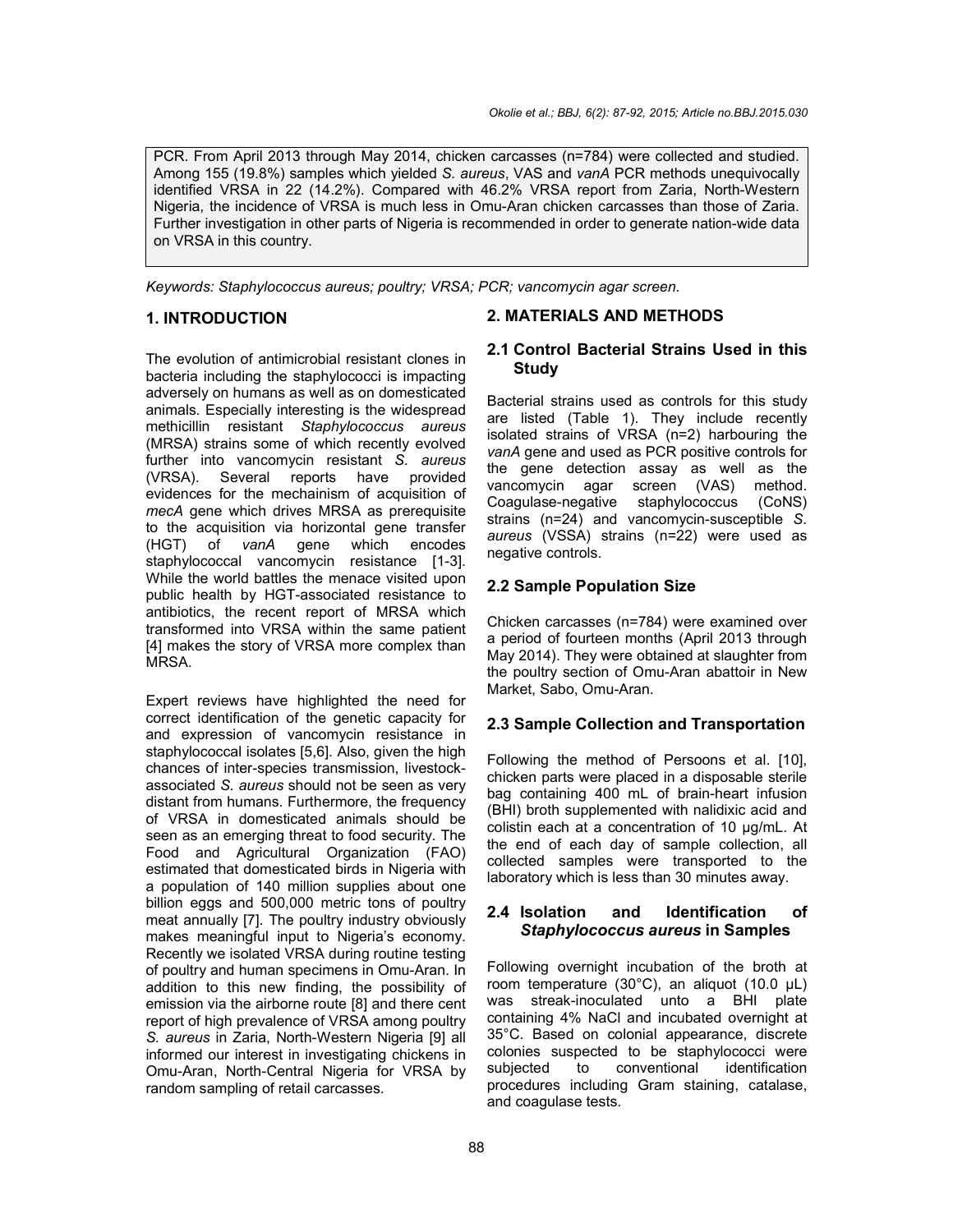PCR. From April 2013 through May 2014, chicken carcasses (n=784) were collected and studied. Among 155 (19.8%) samples which yielded *S. aureus*, VAS and *vanA* PCR methods unequivocally identified VRSA in 22 (14.2%). Compared with 46.2% VRSA report from Zaria, North-Western Nigeria, the incidence of VRSA is much less in Omu-Aran chicken carcasses than those of Zaria. Further investigation in other parts of Nigeria is recommended in order to generate nation-wide data on VRSA in this country.

*Keywords: Staphylococcus aureus; poultry; VRSA; PCR; vancomycin agar screen.*

## 1. INTRODUCTION

The evolution of antimicrobial resistant clones in bacteria including the staphylococci is impacting adversely on humans as well as on domesticated animals. Especially interesting is the widespread methicillin resistant *Staphylococcus aureus* (MRSA) strains some of which recently evolved further into vancomycin resistant *S. aureus* (VRSA). Several reports have provided evidences for the mechainism of acquisition of *mecA* gene which drives MRSA as prerequisite to the acquisition via horizontal gene transfer (HGT) of *vanA* gene which encodes staphylococcal vancomycin resistance [1-3]. While the world battles the menace visited upon public health by HGT-associated resistance to antibiotics, the recent report of MRSA which transformed into VRSA within the same patient [4] makes the story of VRSA more complex than MRSA.

Expert reviews have highlighted the need for correct identification of the genetic capacity for and expression of vancomycin resistance in staphylococcal isolates [5,6]. Also, given the high chances of inter-species transmission, livestock-associated *S. aureus* should not be seen as very distant from humans. Furthermore, the frequency of VRSA in domesticated animals should be seen as an emerging threat to food security. The Food and Agricultural Organization (FAO) estimated that domesticated birds in Nigeria with a population of 140 million supplies about one billion eggs and 500,000 metric tons of poultry meat annually [7]. The poultry industry obviously makes meaningful input to Nigeria's economy. Recently we isolated VRSA during routine testing of poultry and human specimens in Omu-Aran. In addition to this new finding, the possibility of emission via the airborne route [8] and there cent report of high prevalence of VRSA among poultry *S. aureus* in Zaria, North-Western Nigeria [9] all informed our interest in investigating chickens in Omu-Aran, North-Central Nigeria for VRSA by random sampling of retail carcasses.

## 2. MATERIALS AND METHODS

### 2.1 Control Bacterial Strains Used in this Study

Bacterial strains used as controls for this study are listed (Table 1). They include recently isolated strains of VRSA (n=2) harbouring the *vanA* gene and used as PCR positive controls for the gene detection assay as well as the vancomycin agar screen (VAS) method. Coagulase-negative staphylococcus (CoNS) strains (n=24) and vancomycin-susceptible *S. aureus* (VSSA) strains (n=22) were used as negative controls.

### 2.2 Sample Population Size

Chicken carcasses (n=784) were examined over a period of fourteen months (April 2013 through May 2014). They were obtained at slaughter from the poultry section of Omu-Aran abattoir in New Market, Sabo, Omu-Aran.

### 2.3 Sample Collection and Transportation

Following the method of Persoons et al. [10], chicken parts were placed in a disposable sterile bag containing 400 mL of brain-heart infusion (BHI) broth supplemented with nalidixic acid and colistin each at a concentration of 10 µg/mL. At the end of each day of sample collection, all collected samples were transported to the laboratory which is less than 30 minutes away.

### 2.4 Isolation and Identification of *Staphylococcus aureus* in Samples

Following overnight incubation of the broth at room temperature (30°C), an aliquot (10.0 µL) was streak-inoculated unto a BHI plate containing 4% NaCl and incubated overnight at 35°C. Based on colonial appearance, discrete colonies suspected to be staphylococci were subjected to conventional identification procedures including Gram staining, catalase, and coagulase tests.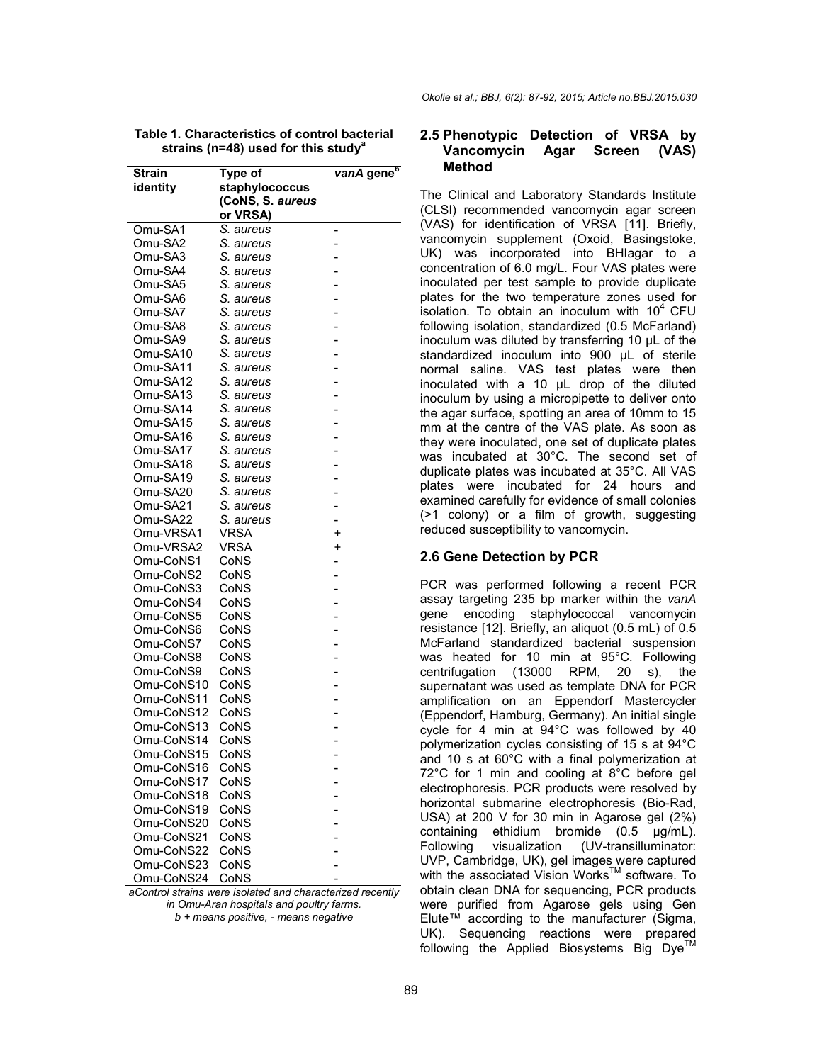**Table 1. Characteristics of control bacterial strains (n=48) used for this study[a]**

| Strain identity | Type of staphylococcus (CoNS, *S. aureus* or VRSA) | *vanA* gene[b] |
|---|---|---|
| Omu-SA1 | *S. aureus* | - |
| Omu-SA2 | *S. aureus* | - |
| Omu-SA3 | *S. aureus* | - |
| Omu-SA4 | *S. aureus* | - |
| Omu-SA5 | *S. aureus* | - |
| Omu-SA6 | *S. aureus* | - |
| Omu-SA7 | *S. aureus* | - |
| Omu-SA8 | *S. aureus* | - |
| Omu-SA9 | *S. aureus* | - |
| Omu-SA10 | *S. aureus* | - |
| Omu-SA11 | *S. aureus* | - |
| Omu-SA12 | *S. aureus* | - |
| Omu-SA13 | *S. aureus* | - |
| Omu-SA14 | *S. aureus* | - |
| Omu-SA15 | *S. aureus* | - |
| Omu-SA16 | *S. aureus* | - |
| Omu-SA17 | *S. aureus* | - |
| Omu-SA18 | *S. aureus* | - |
| Omu-SA19 | *S. aureus* | - |
| Omu-SA20 | *S. aureus* | - |
| Omu-SA21 | *S. aureus* | - |
| Omu-SA22 | *S. aureus* | - |
| Omu-VRSA1 | VRSA | + |
| Omu-VRSA2 | VRSA | + |
| Omu-CoNS1 | CoNS | - |
| Omu-CoNS2 | CoNS | - |
| Omu-CoNS3 | CoNS | - |
| Omu-CoNS4 | CoNS | - |
| Omu-CoNS5 | CoNS | - |
| Omu-CoNS6 | CoNS | - |
| Omu-CoNS7 | CoNS | - |
| Omu-CoNS8 | CoNS | - |
| Omu-CoNS9 | CoNS | - |
| Omu-CoNS10 | CoNS | - |
| Omu-CoNS11 | CoNS | - |
| Omu-CoNS12 | CoNS | - |
| Omu-CoNS13 | CoNS | - |
| Omu-CoNS14 | CoNS | - |
| Omu-CoNS15 | CoNS | - |
| Omu-CoNS16 | CoNS | - |
| Omu-CoNS17 | CoNS | - |
| Omu-CoNS18 | CoNS | - |
| Omu-CoNS19 | CoNS | - |
| Omu-CoNS20 | CoNS | - |
| Omu-CoNS21 | CoNS | - |
| Omu-CoNS22 | CoNS | - |
| Omu-CoNS23 | CoNS | - |
| Omu-CoNS24 | CoNS | - |

*aControl strains were isolated and characterized recently in Omu-Aran hospitals and poultry farms.*
*b + means positive, - means negative*

### 2.5 Phenotypic Detection of VRSA by Vancomycin Agar Screen (VAS) Method

The Clinical and Laboratory Standards Institute (CLSI) recommended vancomycin agar screen (VAS) for identification of VRSA [11]. Briefly, vancomycin supplement (Oxoid, Basingstoke, UK) was incorporated into BHIagar to a concentration of 6.0 mg/L. Four VAS plates were inoculated per test sample to provide duplicate plates for the two temperature zones used for isolation. To obtain an inoculum with $10^4$ CFU following isolation, standardized (0.5 McFarland) inoculum was diluted by transferring 10 µL of the standardized inoculum into 900 µL of sterile normal saline. VAS test plates were then inoculated with a 10 µL drop of the diluted inoculum by using a micropipette to deliver onto the agar surface, spotting an area of 10mm to 15 mm at the centre of the VAS plate. As soon as they were inoculated, one set of duplicate plates was incubated at 30°C. The second set of duplicate plates was incubated at 35°C. All VAS plates were incubated for 24 hours and examined carefully for evidence of small colonies (>1 colony) or a film of growth, suggesting reduced susceptibility to vancomycin.

### 2.6 Gene Detection by PCR

PCR was performed following a recent PCR assay targeting 235 bp marker within the *vanA* gene encoding staphylococcal vancomycin resistance [12]. Briefly, an aliquot (0.5 mL) of 0.5 McFarland standardized bacterial suspension was heated for 10 min at 95°C. Following centrifugation (13000 RPM, 20 s), the supernatant was used as template DNA for PCR amplification on an Eppendorf Mastercycler (Eppendorf, Hamburg, Germany). An initial single cycle for 4 min at 94°C was followed by 40 polymerization cycles consisting of 15 s at 94°C and 10 s at 60°C with a final polymerization at 72°C for 1 min and cooling at 8°C before gel electrophoresis. PCR products were resolved by horizontal submarine electrophoresis (Bio-Rad, USA) at 200 V for 30 min in Agarose gel (2%) containing ethidium bromide (0.5 µg/mL). Following visualization (UV-transilluminator: UVP, Cambridge, UK), gel images were captured with the associated Vision Works™ software. To obtain clean DNA for sequencing, PCR products were purified from Agarose gels using Gen Elute™ according to the manufacturer (Sigma, UK). Sequencing reactions were prepared following the Applied Biosystems Big Dye™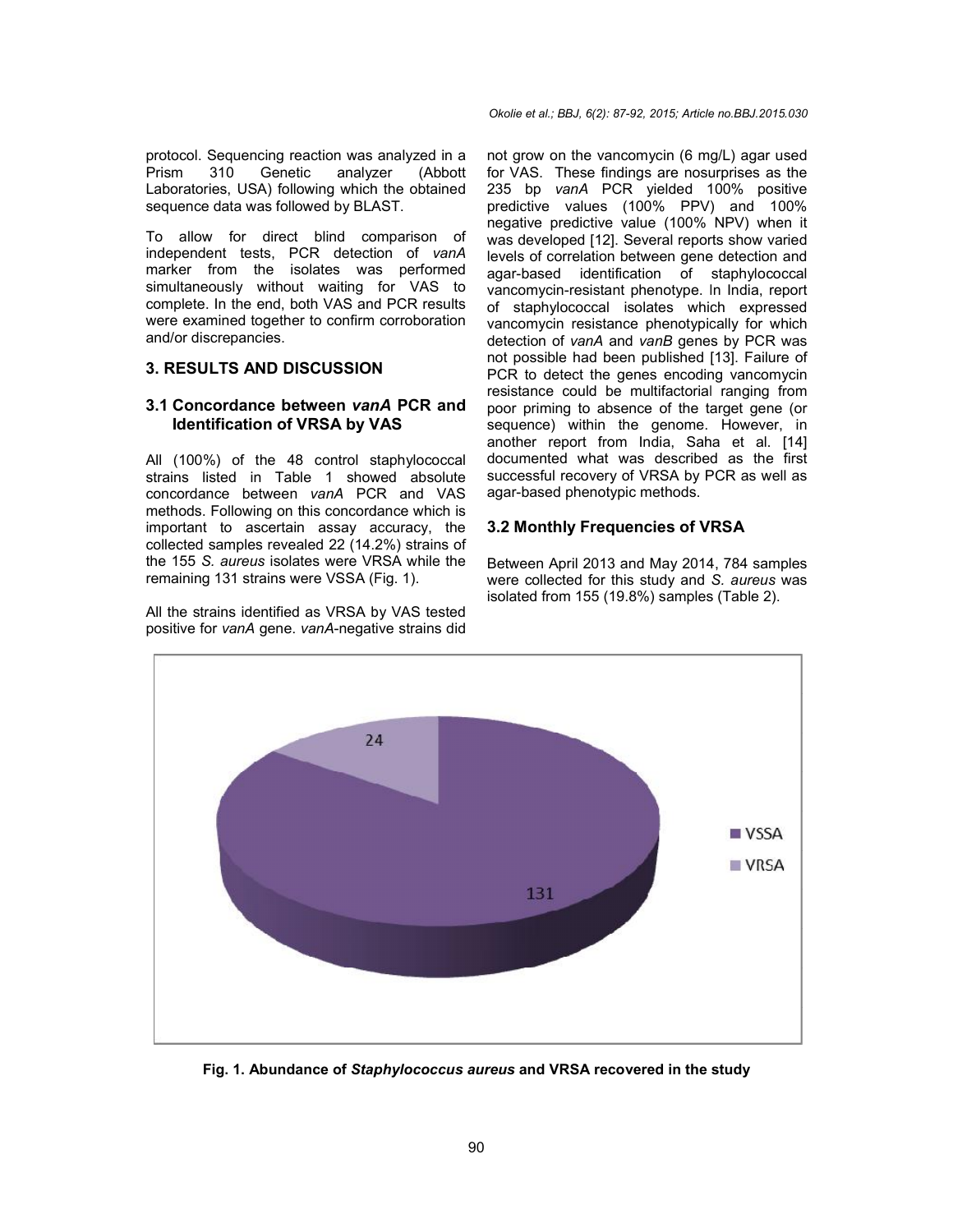protocol. Sequencing reaction was analyzed in a Prism 310 Genetic analyzer (Abbott Laboratories, USA) following which the obtained sequence data was followed by BLAST.

To allow for direct blind comparison of independent tests, PCR detection of *vanA* marker from the isolates was performed simultaneously without waiting for VAS to complete. In the end, both VAS and PCR results were examined together to confirm corroboration and/or discrepancies.

## 3. RESULTS AND DISCUSSION

### 3.1 Concordance between *vanA* PCR and Identification of VRSA by VAS

All (100%) of the 48 control staphylococcal strains listed in Table 1 showed absolute concordance between *vanA* PCR and VAS methods. Following on this concordance which is important to ascertain assay accuracy, the collected samples revealed 22 (14.2%) strains of the 155 *S. aureus* isolates were VRSA while the remaining 131 strains were VSSA (Fig. 1).

All the strains identified as VRSA by VAS tested positive for *vanA* gene. *vanA*-negative strains did not grow on the vancomycin (6 mg/L) agar used for VAS. These findings are nosurprises as the 235 bp *vanA* PCR yielded 100% positive predictive values (100% PPV) and 100% negative predictive value (100% NPV) when it was developed [12]. Several reports show varied levels of correlation between gene detection and agar-based identification of staphylococcal vancomycin-resistant phenotype. In India, report of staphylococcal isolates which expressed vancomycin resistance phenotypically for which detection of *vanA* and *vanB* genes by PCR was not possible had been published [13]. Failure of PCR to detect the genes encoding vancomycin resistance could be multifactorial ranging from poor priming to absence of the target gene (or sequence) within the genome. However, in another report from India, Saha et al. [14] documented what was described as the first successful recovery of VRSA by PCR as well as agar-based phenotypic methods.

### 3.2 Monthly Frequencies of VRSA

Between April 2013 and May 2014, 784 samples were collected for this study and *S. aureus* was isolated from 155 (19.8%) samples (Table 2).

**Fig. 1. Abundance of *Staphylococcus aureus* and VRSA recovered in the study**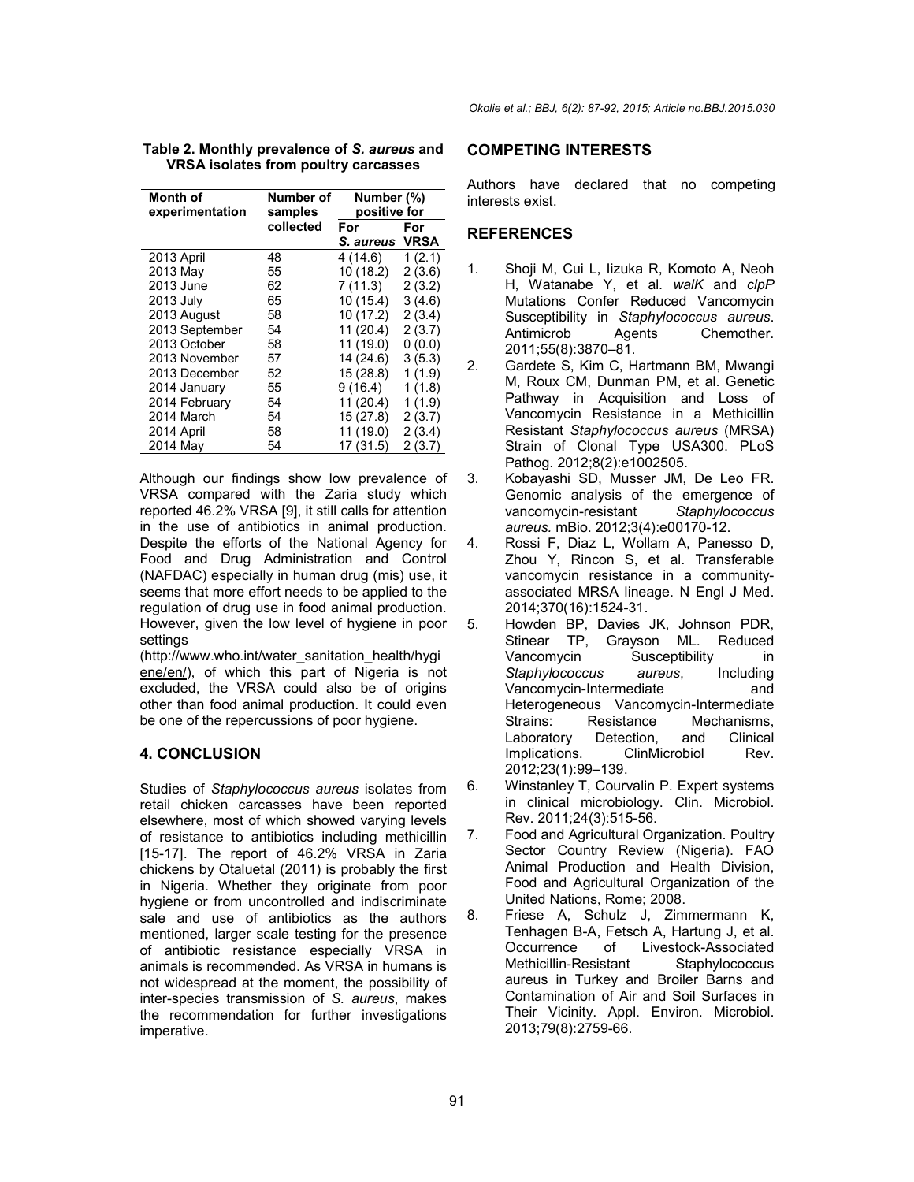**Table 2. Monthly prevalence of *S. aureus* and VRSA isolates from poultry carcasses**

| Month of experimentation | Number of samples collected | Number (%) positive for | |
|---|---|---|---|
| | | For *S. aureus* | For VRSA |
| 2013 April | 48 | 4 (14.6) | 1 (2.1) |
| 2013 May | 55 | 10 (18.2) | 2 (3.6) |
| 2013 June | 62 | 7 (11.3) | 2 (3.2) |
| 2013 July | 65 | 10 (15.4) | 3 (4.6) |
| 2013 August | 58 | 10 (17.2) | 2 (3.4) |
| 2013 September | 54 | 11 (20.4) | 2 (3.7) |
| 2013 October | 58 | 11 (19.0) | 0 (0.0) |
| 2013 November | 57 | 14 (24.6) | 3 (5.3) |
| 2013 December | 52 | 15 (28.8) | 1 (1.9) |
| 2014 January | 55 | 9 (16.4) | 1 (1.8) |
| 2014 February | 54 | 11 (20.4) | 1 (1.9) |
| 2014 March | 54 | 15 (27.8) | 2 (3.7) |
| 2014 April | 58 | 11 (19.0) | 2 (3.4) |
| 2014 May | 54 | 17 (31.5) | 2 (3.7) |

Although our findings show low prevalence of VRSA compared with the Zaria study which reported 46.2% VRSA [9], it still calls for attention in the use of antibiotics in animal production. Despite the efforts of the National Agency for Food and Drug Administration and Control (NAFDAC) especially in human drug (mis) use, it seems that more effort needs to be applied to the regulation of drug use in food animal production. However, given the low level of hygiene in poor settings (http://www.who.int/water_sanitation_health/hygiene/en/), of which this part of Nigeria is not excluded, the VRSA could also be of origins other than food animal production. It could even be one of the repercussions of poor hygiene.

## 4. CONCLUSION

Studies of *Staphylococcus aureus* isolates from retail chicken carcasses have been reported elsewhere, most of which showed varying levels of resistance to antibiotics including methicillin [15-17]. The report of 46.2% VRSA in Zaria chickens by Otaluetal (2011) is probably the first in Nigeria. Whether they originate from poor hygiene or from uncontrolled and indiscriminate sale and use of antibiotics as the authors mentioned, larger scale testing for the presence of antibiotic resistance especially VRSA in animals is recommended. As VRSA in humans is not widespread at the moment, the possibility of inter-species transmission of *S. aureus*, makes the recommendation for further investigations imperative.

## COMPETING INTERESTS

Authors have declared that no competing interests exist.

## REFERENCES

1. Shoji M, Cui L, Iizuka R, Komoto A, Neoh H, Watanabe Y, et al. *walK* and *clpP* Mutations Confer Reduced Vancomycin Susceptibility in *Staphylococcus aureus*. Antimicrob Agents Chemother. 2011;55(8):3870–81.
2. Gardete S, Kim C, Hartmann BM, Mwangi M, Roux CM, Dunman PM, et al. Genetic Pathway in Acquisition and Loss of Vancomycin Resistance in a Methicillin Resistant *Staphylococcus aureus* (MRSA) Strain of Clonal Type USA300. PLoS Pathog. 2012;8(2):e1002505.
3. Kobayashi SD, Musser JM, De Leo FR. Genomic analysis of the emergence of vancomycin-resistant *Staphylococcus aureus*. mBio. 2012;3(4):e00170-12.
4. Rossi F, Diaz L, Wollam A, Panesso D, Zhou Y, Rincon S, et al. Transferable vancomycin resistance in a community-associated MRSA lineage. N Engl J Med. 2014;370(16):1524-31.
5. Howden BP, Davies JK, Johnson PDR, Stinear TP, Grayson ML. Reduced Vancomycin Susceptibility in *Staphylococcus aureus*, Including Vancomycin-Intermediate and Heterogeneous Vancomycin-Intermediate Strains: Resistance Mechanisms, Laboratory Detection, and Clinical Implications. ClinMicrobiol Rev. 2012;23(1):99–139.
6. Winstanley T, Courvalin P. Expert systems in clinical microbiology. Clin. Microbiol. Rev. 2011;24(3):515-56.
7. Food and Agricultural Organization. Poultry Sector Country Review (Nigeria). FAO Animal Production and Health Division, Food and Agricultural Organization of the United Nations, Rome; 2008.
8. Friese A, Schulz J, Zimmermann K, Tenhagen B-A, Fetsch A, Hartung J, et al. Occurrence of Livestock-Associated Methicillin-Resistant Staphylococcus aureus in Turkey and Broiler Barns and Contamination of Air and Soil Surfaces in Their Vicinity. Appl. Environ. Microbiol. 2013;79(8):2759-66.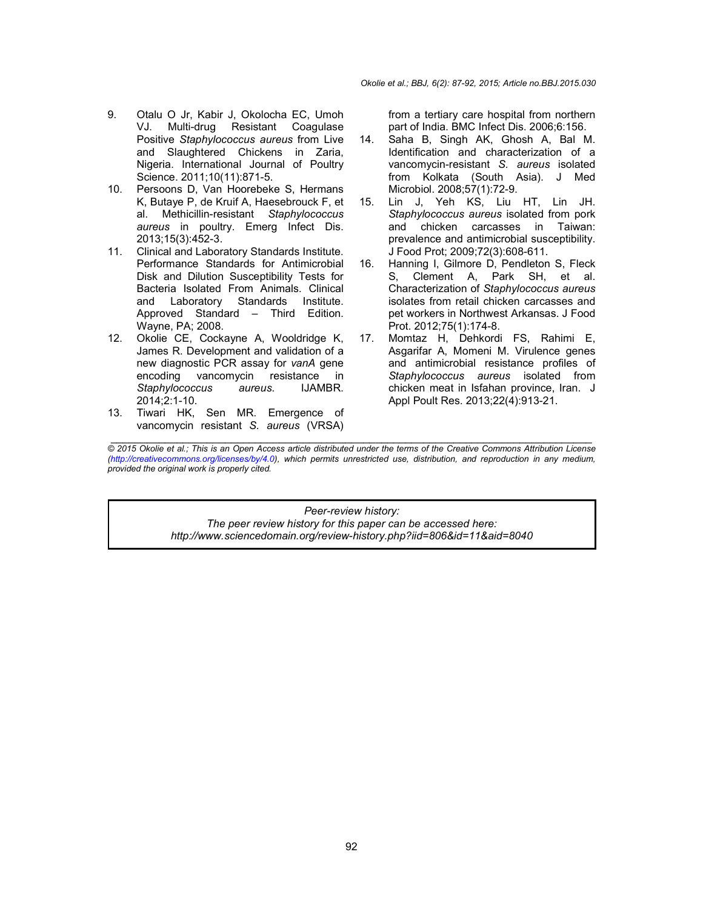9. Otalu O Jr, Kabir J, Okolocha EC, Umoh VJ. Multi-drug Resistant Coagulase Positive *Staphylococcus aureus* from Live and Slaughtered Chickens in Zaria, Nigeria. International Journal of Poultry Science. 2011;10(11):871-5.
10. Persoons D, Van Hoorebeke S, Hermans K, Butaye P, de Kruif A, Haesebrouck F, et al. Methicillin-resistant *Staphylococcus aureus* in poultry. Emerg Infect Dis. 2013;15(3):452-3.
11. Clinical and Laboratory Standards Institute. Performance Standards for Antimicrobial Disk and Dilution Susceptibility Tests for Bacteria Isolated From Animals. Clinical and Laboratory Standards Institute. Approved Standard – Third Edition. Wayne, PA; 2008.
12. Okolie CE, Cockayne A, Wooldridge K, James R. Development and validation of a new diagnostic PCR assay for *vanA* gene encoding vancomycin resistance in *Staphylococcus aureus*. IJAMBR. 2014;2:1-10.
13. Tiwari HK, Sen MR. Emergence of vancomycin resistant *S. aureus* (VRSA) from a tertiary care hospital from northern part of India. BMC Infect Dis. 2006;6:156.
14. Saha B, Singh AK, Ghosh A, Bal M. Identification and characterization of a vancomycin-resistant *S. aureus* isolated from Kolkata (South Asia). J Med Microbiol. 2008;57(1):72-9.
15. Lin J, Yeh KS, Liu HT, Lin JH. *Staphylococcus aureus* isolated from pork and chicken carcasses in Taiwan: prevalence and antimicrobial susceptibility. J Food Prot; 2009;72(3):608-611.
16. Hanning I, Gilmore D, Pendleton S, Fleck S, Clement A, Park SH, et al. Characterization of *Staphylococcus aureus* isolates from retail chicken carcasses and pet workers in Northwest Arkansas. J Food Prot. 2012;75(1):174-8.
17. Momtaz H, Dehkordi FS, Rahimi E, Asgarifar A, Momeni M. Virulence genes and antimicrobial resistance profiles of *Staphylococcus aureus* isolated from chicken meat in Isfahan province, Iran. J Appl Poult Res. 2013;22(4):913-21.

---

*© 2015 Okolie et al.; This is an Open Access article distributed under the terms of the Creative Commons Attribution License (http://creativecommons.org/licenses/by/4.0), which permits unrestricted use, distribution, and reproduction in any medium, provided the original work is properly cited.*

*Peer-review history:*
*The peer review history for this paper can be accessed here:*
*http://www.sciencedomain.org/review-history.php?iid=806&id=11&aid=8040*